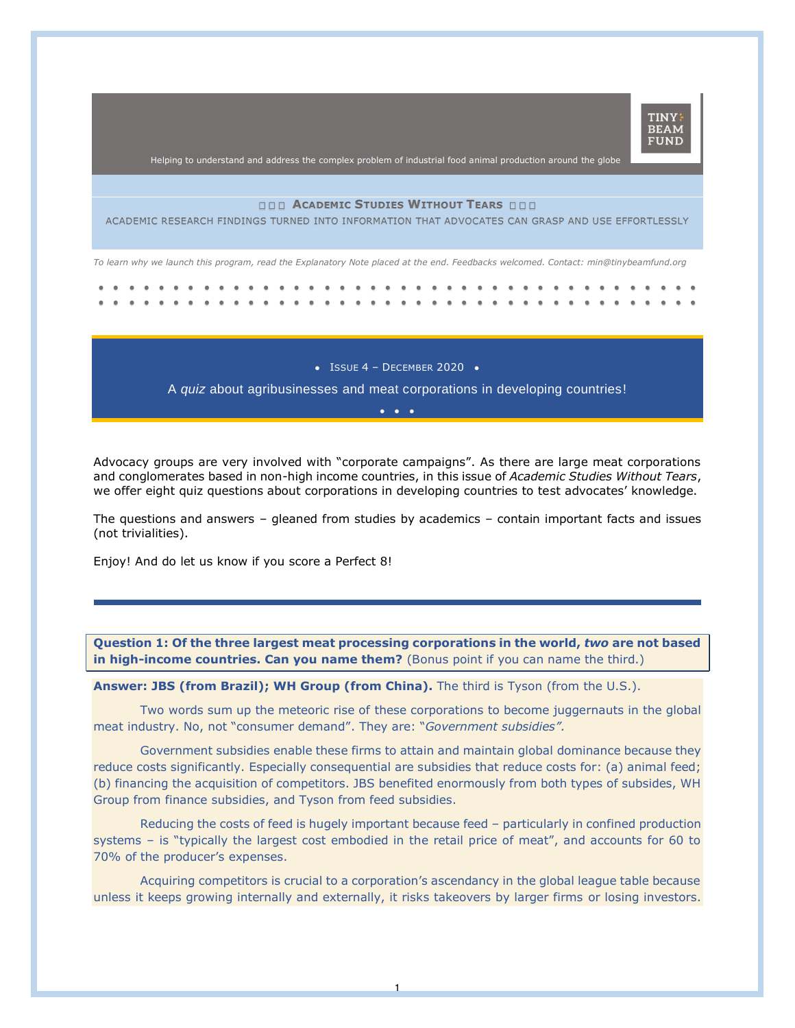TINY BEAM FUND

Helping to understand and address the complex problem of industrial food animal production around the globe

## ACADEMIC STUDIES WITHOUT TEARS

ACADEMIC RESEARCH FINDINGS TURNED INTO INFORMATION THAT ADVOCATES CAN GRASP AND USE EFFORTLESSLY

*To learn why we launch this program, read the Explanatory Note placed at the end. Feedbacks welcomed. Contact: min@tinybeamfund.org*

• ISSUE 4 – DECEMBER 2020 •

A *quiz* about agribusinesses and meat corporations in developing countries!

Advocacy groups are very involved with "corporate campaigns". As there are large meat corporations and conglomerates based in non-high income countries, in this issue of *Academic Studies Without Tears*, we offer eight quiz questions about corporations in developing countries to test advocates' knowledge.

The questions and answers – gleaned from studies by academics – contain important facts and issues (not trivialities).

Enjoy! And do let us know if you score a Perfect 8!

---

**Question 1: Of the three largest meat processing corporations in the world, *two* are not based in high-income countries. Can you name them?** (Bonus point if you can name the third.)

**Answer: JBS (from Brazil); WH Group (from China).** The third is Tyson (from the U.S.).

Two words sum up the meteoric rise of these corporations to become juggernauts in the global meat industry. No, not "consumer demand". They are: "*Government subsidies".*

Government subsidies enable these firms to attain and maintain global dominance because they reduce costs significantly. Especially consequential are subsidies that reduce costs for: (a) animal feed; (b) financing the acquisition of competitors. JBS benefited enormously from both types of subsides, WH Group from finance subsidies, and Tyson from feed subsidies.

Reducing the costs of feed is hugely important because feed – particularly in confined production systems – is "typically the largest cost embodied in the retail price of meat", and accounts for 60 to 70% of the producer's expenses.

Acquiring competitors is crucial to a corporation's ascendancy in the global league table because unless it keeps growing internally and externally, it risks takeovers by larger firms or losing investors.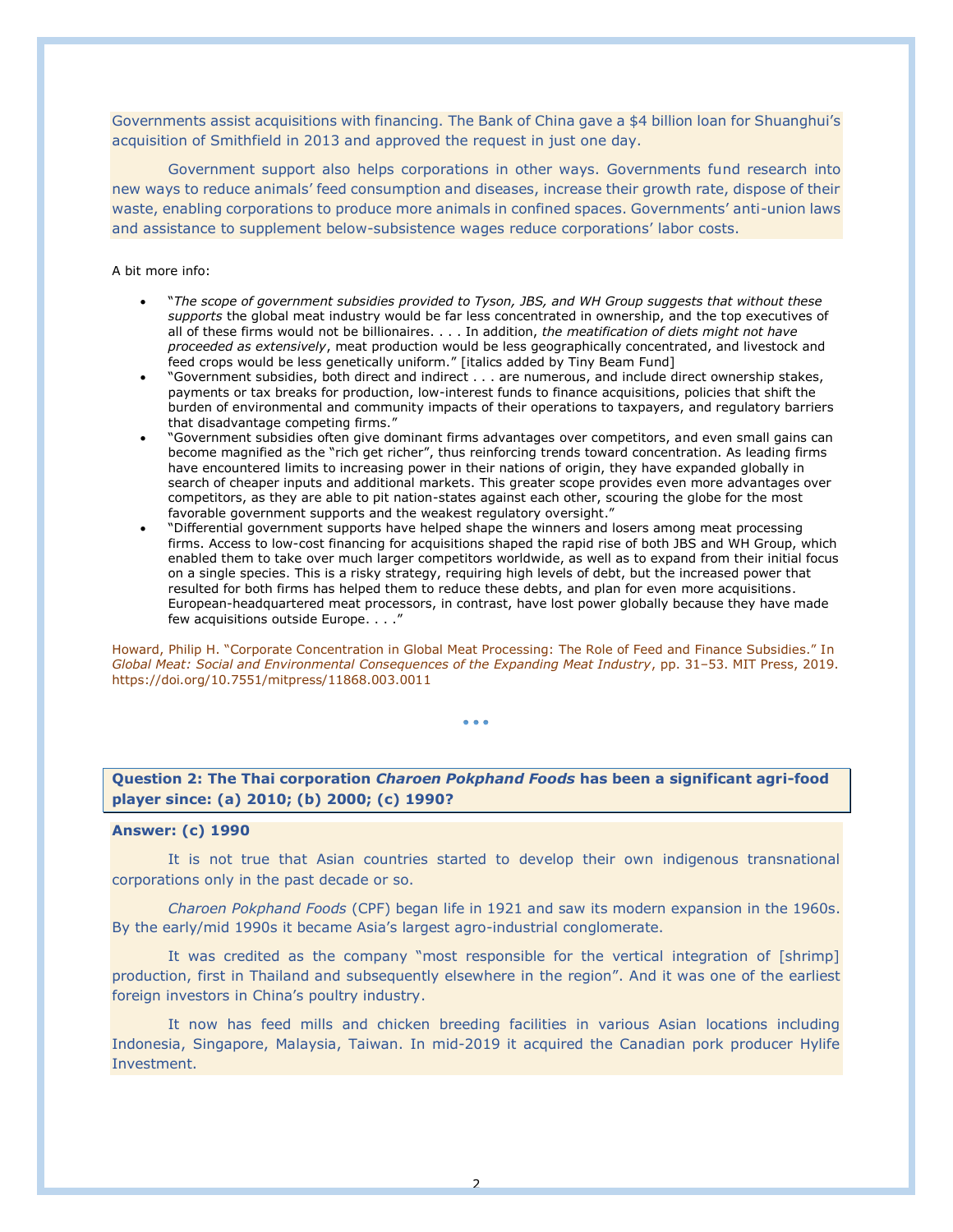Governments assist acquisitions with financing. The Bank of China gave a $4 billion loan for Shuanghui's acquisition of Smithfield in 2013 and approved the request in just one day.

Government support also helps corporations in other ways. Governments fund research into new ways to reduce animals' feed consumption and diseases, increase their growth rate, dispose of their waste, enabling corporations to produce more animals in confined spaces. Governments' anti-union laws and assistance to supplement below-subsistence wages reduce corporations' labor costs.

A bit more info:

- "*The scope of government subsidies provided to Tyson, JBS, and WH Group suggests that without these supports* the global meat industry would be far less concentrated in ownership, and the top executives of all of these firms would not be billionaires. . . . In addition, *the meatification of diets might not have proceeded as extensively*, meat production would be less geographically concentrated, and livestock and feed crops would be less genetically uniform." [italics added by Tiny Beam Fund]
- "Government subsidies, both direct and indirect . . . are numerous, and include direct ownership stakes, payments or tax breaks for production, low-interest funds to finance acquisitions, policies that shift the burden of environmental and community impacts of their operations to taxpayers, and regulatory barriers that disadvantage competing firms."
- "Government subsidies often give dominant firms advantages over competitors, and even small gains can become magnified as the "rich get richer", thus reinforcing trends toward concentration. As leading firms have encountered limits to increasing power in their nations of origin, they have expanded globally in search of cheaper inputs and additional markets. This greater scope provides even more advantages over competitors, as they are able to pit nation-states against each other, scouring the globe for the most favorable government supports and the weakest regulatory oversight."
- "Differential government supports have helped shape the winners and losers among meat processing firms. Access to low-cost financing for acquisitions shaped the rapid rise of both JBS and WH Group, which enabled them to take over much larger competitors worldwide, as well as to expand from their initial focus on a single species. This is a risky strategy, requiring high levels of debt, but the increased power that resulted for both firms has helped them to reduce these debts, and plan for even more acquisitions. European-headquartered meat processors, in contrast, have lost power globally because they have made few acquisitions outside Europe. . . ."

Howard, Philip H. "Corporate Concentration in Global Meat Processing: The Role of Feed and Finance Subsidies." In *Global Meat: Social and Environmental Consequences of the Expanding Meat Industry*, pp. 31–53. MIT Press, 2019. https://doi.org/10.7551/mitpress/11868.003.0011

• • •

**Question 2: The Thai corporation *Charoen Pokphand Foods* has been a significant agri-food player since: (a) 2010; (b) 2000; (c) 1990?**

**Answer: (c) 1990**

It is not true that Asian countries started to develop their own indigenous transnational corporations only in the past decade or so.

*Charoen Pokphand Foods* (CPF) began life in 1921 and saw its modern expansion in the 1960s. By the early/mid 1990s it became Asia's largest agro-industrial conglomerate.

It was credited as the company "most responsible for the vertical integration of [shrimp] production, first in Thailand and subsequently elsewhere in the region". And it was one of the earliest foreign investors in China's poultry industry.

It now has feed mills and chicken breeding facilities in various Asian locations including Indonesia, Singapore, Malaysia, Taiwan. In mid-2019 it acquired the Canadian pork producer Hylife Investment.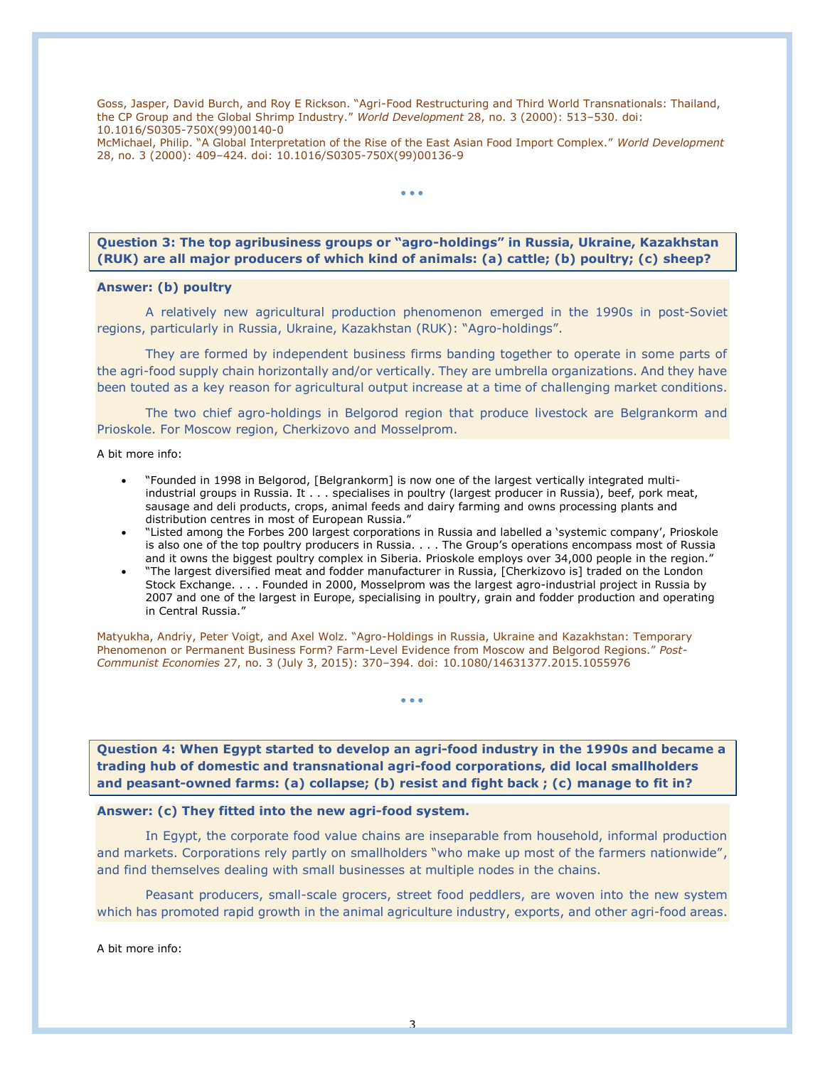Goss, Jasper, David Burch, and Roy E Rickson. "Agri-Food Restructuring and Third World Transnationals: Thailand, the CP Group and the Global Shrimp Industry." *World Development* 28, no. 3 (2000): 513–530. doi: 10.1016/S0305-750X(99)00140-0

McMichael, Philip. "A Global Interpretation of the Rise of the East Asian Food Import Complex." *World Development* 28, no. 3 (2000): 409–424. doi: 10.1016/S0305-750X(99)00136-9

• • •

**Question 3: The top agribusiness groups or "agro-holdings" in Russia, Ukraine, Kazakhstan (RUK) are all major producers of which kind of animals: (a) cattle; (b) poultry; (c) sheep?**

**Answer: (b) poultry**

A relatively new agricultural production phenomenon emerged in the 1990s in post-Soviet regions, particularly in Russia, Ukraine, Kazakhstan (RUK): "Agro-holdings".

They are formed by independent business firms banding together to operate in some parts of the agri-food supply chain horizontally and/or vertically. They are umbrella organizations. And they have been touted as a key reason for agricultural output increase at a time of challenging market conditions.

The two chief agro-holdings in Belgorod region that produce livestock are Belgrankorm and Prioskole. For Moscow region, Cherkizovo and Mosselprom.

A bit more info:

- "Founded in 1998 in Belgorod, [Belgrankorm] is now one of the largest vertically integrated multi-industrial groups in Russia. It . . . specialises in poultry (largest producer in Russia), beef, pork meat, sausage and deli products, crops, animal feeds and dairy farming and owns processing plants and distribution centres in most of European Russia."
- "Listed among the Forbes 200 largest corporations in Russia and labelled a 'systemic company', Prioskole is also one of the top poultry producers in Russia. . . . The Group's operations encompass most of Russia and it owns the biggest poultry complex in Siberia. Prioskole employs over 34,000 people in the region."
- "The largest diversified meat and fodder manufacturer in Russia, [Cherkizovo is] traded on the London Stock Exchange. . . . Founded in 2000, Mosselprom was the largest agro-industrial project in Russia by 2007 and one of the largest in Europe, specialising in poultry, grain and fodder production and operating in Central Russia."

Matyukha, Andriy, Peter Voigt, and Axel Wolz. "Agro-Holdings in Russia, Ukraine and Kazakhstan: Temporary Phenomenon or Permanent Business Form? Farm-Level Evidence from Moscow and Belgorod Regions." *Post-Communist Economies* 27, no. 3 (July 3, 2015): 370–394. doi: 10.1080/14631377.2015.1055976

• • •

**Question 4: When Egypt started to develop an agri-food industry in the 1990s and became a trading hub of domestic and transnational agri-food corporations, did local smallholders and peasant-owned farms: (a) collapse; (b) resist and fight back ; (c) manage to fit in?**

**Answer: (c) They fitted into the new agri-food system.**

In Egypt, the corporate food value chains are inseparable from household, informal production and markets. Corporations rely partly on smallholders "who make up most of the farmers nationwide", and find themselves dealing with small businesses at multiple nodes in the chains.

Peasant producers, small-scale grocers, street food peddlers, are woven into the new system which has promoted rapid growth in the animal agriculture industry, exports, and other agri-food areas.

A bit more info: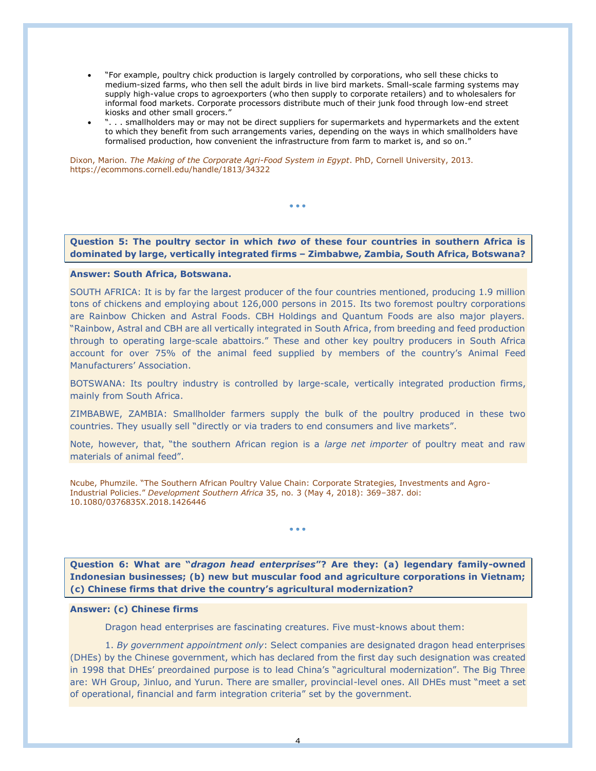- "For example, poultry chick production is largely controlled by corporations, who sell these chicks to medium-sized farms, who then sell the adult birds in live bird markets. Small-scale farming systems may supply high-value crops to agroexporters (who then supply to corporate retailers) and to wholesalers for informal food markets. Corporate processors distribute much of their junk food through low-end street kiosks and other small grocers."
- ". . . smallholders may or may not be direct suppliers for supermarkets and hypermarkets and the extent to which they benefit from such arrangements varies, depending on the ways in which smallholders have formalised production, how convenient the infrastructure from farm to market is, and so on."

Dixon, Marion. *The Making of the Corporate Agri-Food System in Egypt*. PhD, Cornell University, 2013. https://ecommons.cornell.edu/handle/1813/34322

• • •

**Question 5: The poultry sector in which *two* of these four countries in southern Africa is dominated by large, vertically integrated firms – Zimbabwe, Zambia, South Africa, Botswana?**

**Answer: South Africa, Botswana.**

SOUTH AFRICA: It is by far the largest producer of the four countries mentioned, producing 1.9 million tons of chickens and employing about 126,000 persons in 2015. Its two foremost poultry corporations are Rainbow Chicken and Astral Foods. CBH Holdings and Quantum Foods are also major players. "Rainbow, Astral and CBH are all vertically integrated in South Africa, from breeding and feed production through to operating large-scale abattoirs." These and other key poultry producers in South Africa account for over 75% of the animal feed supplied by members of the country's Animal Feed Manufacturers' Association.

BOTSWANA: Its poultry industry is controlled by large-scale, vertically integrated production firms, mainly from South Africa.

ZIMBABWE, ZAMBIA: Smallholder farmers supply the bulk of the poultry produced in these two countries. They usually sell "directly or via traders to end consumers and live markets".

Note, however, that, "the southern African region is a *large net importer* of poultry meat and raw materials of animal feed".

Ncube, Phumzile. "The Southern African Poultry Value Chain: Corporate Strategies, Investments and Agro-Industrial Policies." *Development Southern Africa* 35, no. 3 (May 4, 2018): 369–387. doi: 10.1080/0376835X.2018.1426446

• • •

**Question 6: What are "*dragon head enterprises*"? Are they: (a) legendary family-owned Indonesian businesses; (b) new but muscular food and agriculture corporations in Vietnam; (c) Chinese firms that drive the country's agricultural modernization?**

**Answer: (c) Chinese firms**

Dragon head enterprises are fascinating creatures. Five must-knows about them:

1. *By government appointment only*: Select companies are designated dragon head enterprises (DHEs) by the Chinese government, which has declared from the first day such designation was created in 1998 that DHEs' preordained purpose is to lead China's "agricultural modernization". The Big Three are: WH Group, Jinluo, and Yurun. There are smaller, provincial-level ones. All DHEs must "meet a set of operational, financial and farm integration criteria" set by the government.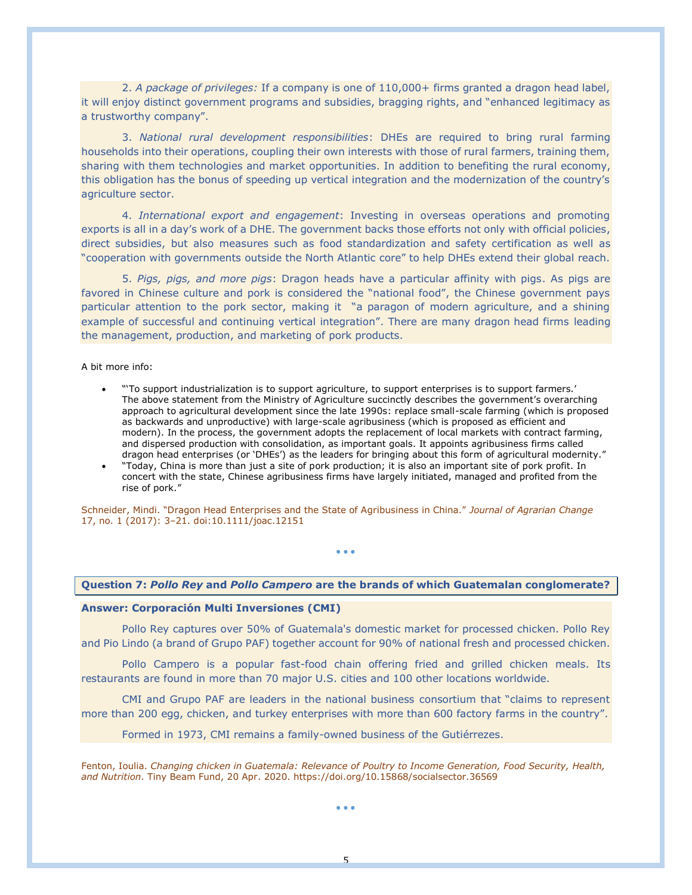2. *A package of privileges:* If a company is one of 110,000+ firms granted a dragon head label, it will enjoy distinct government programs and subsidies, bragging rights, and "enhanced legitimacy as a trustworthy company".

3. *National rural development responsibilities*: DHEs are required to bring rural farming households into their operations, coupling their own interests with those of rural farmers, training them, sharing with them technologies and market opportunities. In addition to benefiting the rural economy, this obligation has the bonus of speeding up vertical integration and the modernization of the country's agriculture sector.

4. *International export and engagement*: Investing in overseas operations and promoting exports is all in a day's work of a DHE. The government backs those efforts not only with official policies, direct subsidies, but also measures such as food standardization and safety certification as well as "cooperation with governments outside the North Atlantic core" to help DHEs extend their global reach.

5. *Pigs, pigs, and more pigs*: Dragon heads have a particular affinity with pigs. As pigs are favored in Chinese culture and pork is considered the "national food", the Chinese government pays particular attention to the pork sector, making it "a paragon of modern agriculture, and a shining example of successful and continuing vertical integration". There are many dragon head firms leading the management, production, and marketing of pork products.

A bit more info:

- "'To support industrialization is to support agriculture, to support enterprises is to support farmers.' The above statement from the Ministry of Agriculture succinctly describes the government's overarching approach to agricultural development since the late 1990s: replace small-scale farming (which is proposed as backwards and unproductive) with large-scale agribusiness (which is proposed as efficient and modern). In the process, the government adopts the replacement of local markets with contract farming, and dispersed production with consolidation, as important goals. It appoints agribusiness firms called dragon head enterprises (or 'DHEs') as the leaders for bringing about this form of agricultural modernity."
- "Today, China is more than just a site of pork production; it is also an important site of pork profit. In concert with the state, Chinese agribusiness firms have largely initiated, managed and profited from the rise of pork."

Schneider, Mindi. "Dragon Head Enterprises and the State of Agribusiness in China." *Journal of Agrarian Change* 17, no. 1 (2017): 3–21. doi:10.1111/joac.12151

• • •

**Question 7: *Pollo Rey* and *Pollo Campero* are the brands of which Guatemalan conglomerate?**

**Answer: Corporación Multi Inversiones (CMI)**

Pollo Rey captures over 50% of Guatemala's domestic market for processed chicken. Pollo Rey and Pio Lindo (a brand of Grupo PAF) together account for 90% of national fresh and processed chicken.

Pollo Campero is a popular fast-food chain offering fried and grilled chicken meals. Its restaurants are found in more than 70 major U.S. cities and 100 other locations worldwide.

CMI and Grupo PAF are leaders in the national business consortium that "claims to represent more than 200 egg, chicken, and turkey enterprises with more than 600 factory farms in the country".

Formed in 1973, CMI remains a family-owned business of the Gutiérrezes.

Fenton, Ioulia. *Changing chicken in Guatemala: Relevance of Poultry to Income Generation, Food Security, Health, and Nutrition*. Tiny Beam Fund, 20 Apr. 2020. https://doi.org/10.15868/socialsector.36569

• • •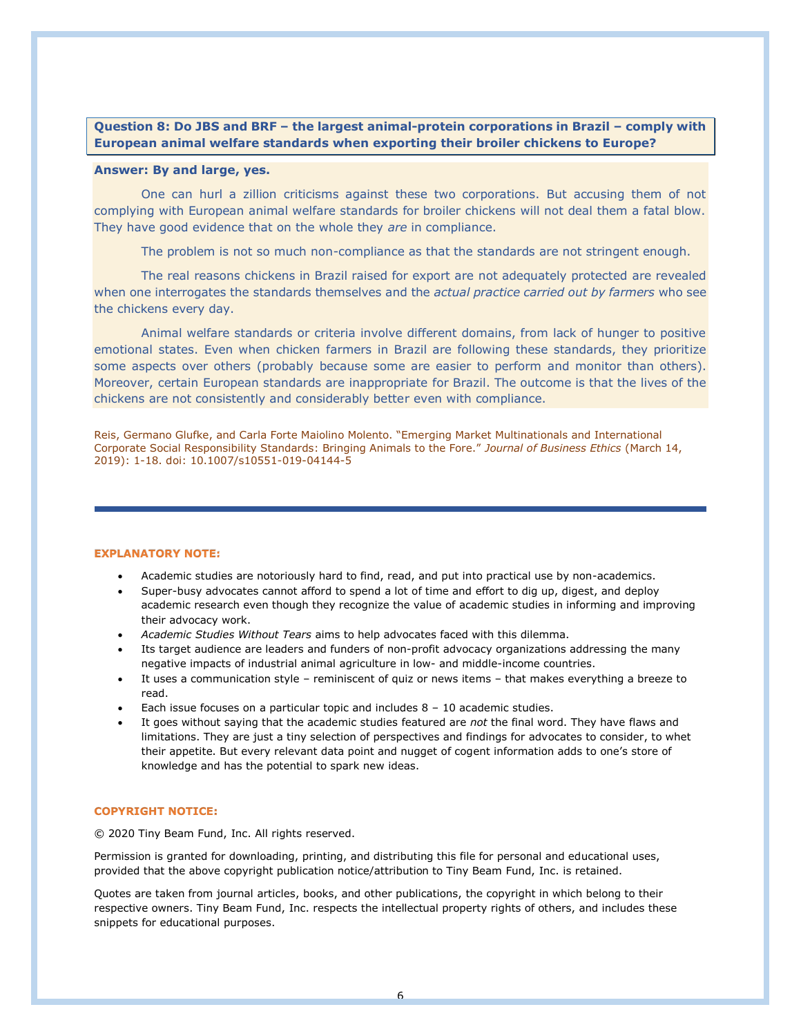**Question 8: Do JBS and BRF – the largest animal-protein corporations in Brazil – comply with European animal welfare standards when exporting their broiler chickens to Europe?**

**Answer: By and large, yes.**

One can hurl a zillion criticisms against these two corporations. But accusing them of not complying with European animal welfare standards for broiler chickens will not deal them a fatal blow. They have good evidence that on the whole they *are* in compliance.

The problem is not so much non-compliance as that the standards are not stringent enough.

The real reasons chickens in Brazil raised for export are not adequately protected are revealed when one interrogates the standards themselves and the *actual practice carried out by farmers* who see the chickens every day.

Animal welfare standards or criteria involve different domains, from lack of hunger to positive emotional states. Even when chicken farmers in Brazil are following these standards, they prioritize some aspects over others (probably because some are easier to perform and monitor than others). Moreover, certain European standards are inappropriate for Brazil. The outcome is that the lives of the chickens are not consistently and considerably better even with compliance.

Reis, Germano Glufke, and Carla Forte Maiolino Molento. "Emerging Market Multinationals and International Corporate Social Responsibility Standards: Bringing Animals to the Fore." *Journal of Business Ethics* (March 14, 2019): 1-18. doi: 10.1007/s10551-019-04144-5

---

**EXPLANATORY NOTE:**

- Academic studies are notoriously hard to find, read, and put into practical use by non-academics.
- Super-busy advocates cannot afford to spend a lot of time and effort to dig up, digest, and deploy academic research even though they recognize the value of academic studies in informing and improving their advocacy work.
- *Academic Studies Without Tears* aims to help advocates faced with this dilemma.
- Its target audience are leaders and funders of non-profit advocacy organizations addressing the many negative impacts of industrial animal agriculture in low- and middle-income countries.
- It uses a communication style – reminiscent of quiz or news items – that makes everything a breeze to read.
- Each issue focuses on a particular topic and includes 8 – 10 academic studies.
- It goes without saying that the academic studies featured are *not* the final word. They have flaws and limitations. They are just a tiny selection of perspectives and findings for advocates to consider, to whet their appetite. But every relevant data point and nugget of cogent information adds to one's store of knowledge and has the potential to spark new ideas.

**COPYRIGHT NOTICE:**

© 2020 Tiny Beam Fund, Inc. All rights reserved.

Permission is granted for downloading, printing, and distributing this file for personal and educational uses, provided that the above copyright publication notice/attribution to Tiny Beam Fund, Inc. is retained.

Quotes are taken from journal articles, books, and other publications, the copyright in which belong to their respective owners. Tiny Beam Fund, Inc. respects the intellectual property rights of others, and includes these snippets for educational purposes.